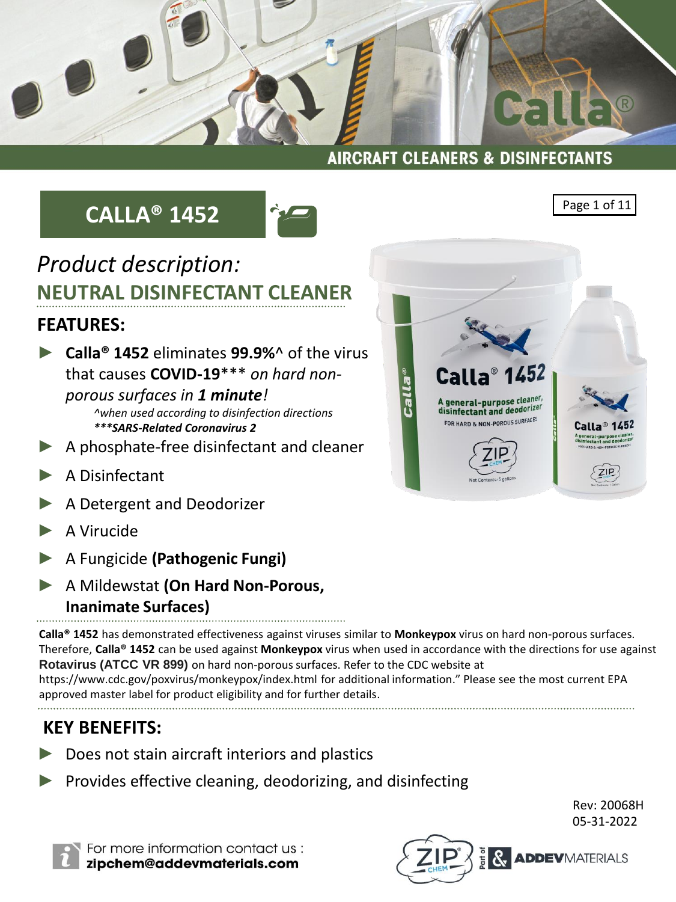AIRCRAFT CLEANERS & DISINFECTANTS

# CALLA® 1452

## *Product description:*

## NEUTRAL DISINFECTANT CLEANER

### FEATURES:

- **Calla® 1452** eliminates **99.9%**^ of the virus that causes **COVID-19**\*\*\* *on hard non-porous surfaces in **1 minute**!*
  - *^when used according to disinfection directions*
  - ***\*\*\*SARS-Related Coronavirus 2***
- A phosphate-free disinfectant and cleaner
- A Disinfectant
- A Detergent and Deodorizer
- A Virucide
- A Fungicide **(Pathogenic Fungi)**
- A Mildewstat **(On Hard Non-Porous, Inanimate Surfaces)**

**Calla® 1452** has demonstrated effectiveness against viruses similar to **Monkeypox** virus on hard non-porous surfaces. Therefore, **Calla® 1452** can be used against **Monkeypox** virus when used in accordance with the directions for use against **Rotavirus (ATCC VR 899)** on hard non-porous surfaces. Refer to the CDC website at https://www.cdc.gov/poxvirus/monkeypox/index.html for additional information." Please see the most current EPA approved master label for product eligibility and for further details.

### KEY BENEFITS:

- Does not stain aircraft interiors and plastics
- Provides effective cleaning, deodorizing, and disinfecting

Rev: 20068H
05-31-2022

For more information contact us :
**zipchem@addevmaterials.com**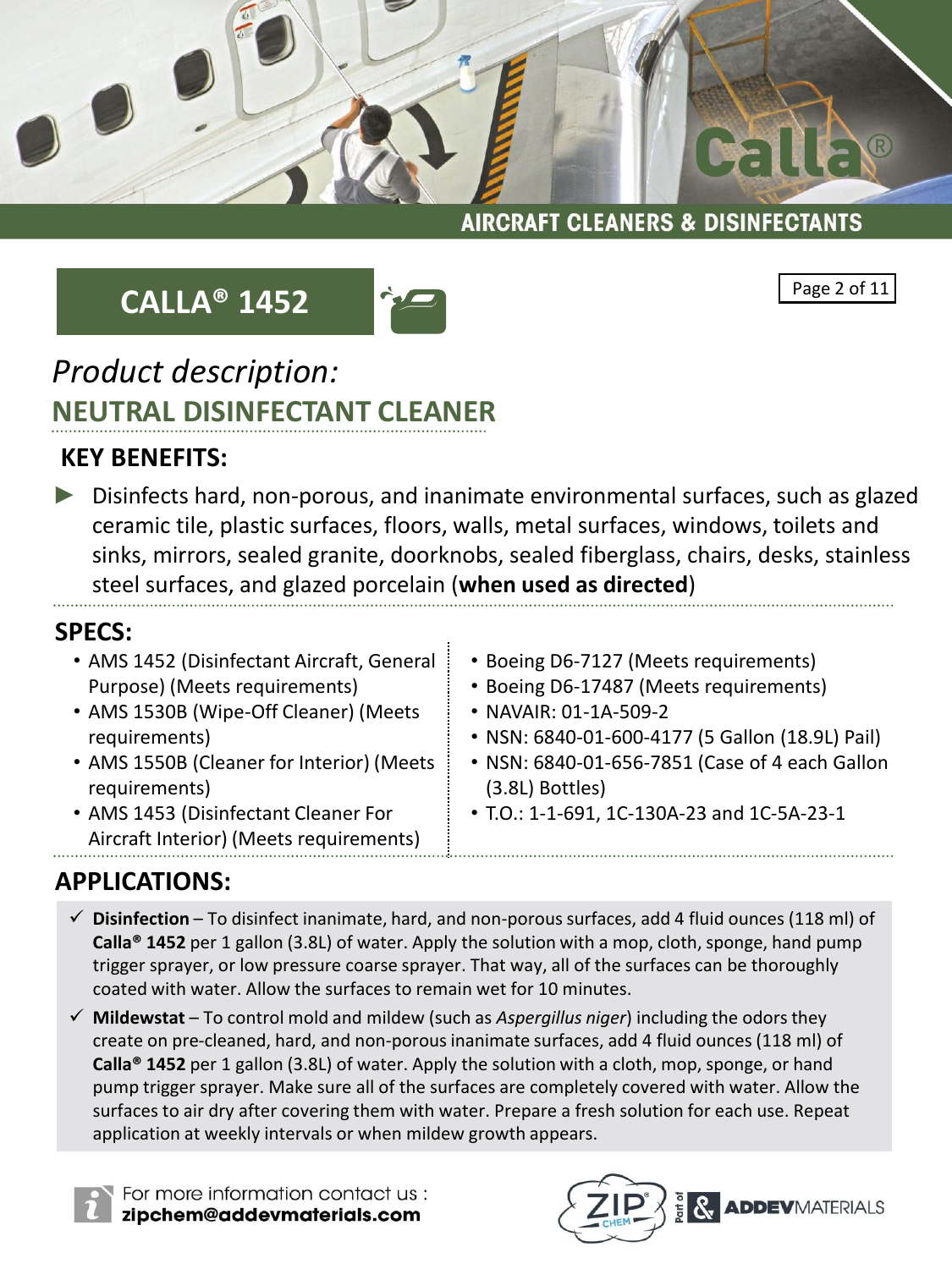# CALLA® 1452

*Product description:*

## NEUTRAL DISINFECTANT CLEANER

### KEY BENEFITS:

- Disinfects hard, non-porous, and inanimate environmental surfaces, such as glazed ceramic tile, plastic surfaces, floors, walls, metal surfaces, windows, toilets and sinks, mirrors, sealed granite, doorknobs, sealed fiberglass, chairs, desks, stainless steel surfaces, and glazed porcelain (**when used as directed**)

### SPECS:

- AMS 1452 (Disinfectant Aircraft, General Purpose) (Meets requirements)
- AMS 1530B (Wipe-Off Cleaner) (Meets requirements)
- AMS 1550B (Cleaner for Interior) (Meets requirements)
- AMS 1453 (Disinfectant Cleaner For Aircraft Interior) (Meets requirements)
- Boeing D6-7127 (Meets requirements)
- Boeing D6-17487 (Meets requirements)
- NAVAIR: 01-1A-509-2
- NSN: 6840-01-600-4177 (5 Gallon (18.9L) Pail)
- NSN: 6840-01-656-7851 (Case of 4 each Gallon (3.8L) Bottles)
- T.O.: 1-1-691, 1C-130A-23 and 1C-5A-23-1

### APPLICATIONS:

- ✓ **Disinfection** – To disinfect inanimate, hard, and non-porous surfaces, add 4 fluid ounces (118 ml) of **Calla® 1452** per 1 gallon (3.8L) of water. Apply the solution with a mop, cloth, sponge, hand pump trigger sprayer, or low pressure coarse sprayer. That way, all of the surfaces can be thoroughly coated with water. Allow the surfaces to remain wet for 10 minutes.
- ✓ **Mildewstat** – To control mold and mildew (such as *Aspergillus niger*) including the odors they create on pre-cleaned, hard, and non-porous inanimate surfaces, add 4 fluid ounces (118 ml) of **Calla® 1452** per 1 gallon (3.8L) of water. Apply the solution with a cloth, mop, sponge, or hand pump trigger sprayer. Make sure all of the surfaces are completely covered with water. Allow the surfaces to air dry after covering them with water. Prepare a fresh solution for each use. Repeat application at weekly intervals or when mildew growth appears.

For more information contact us :
**zipchem@addevmaterials.com**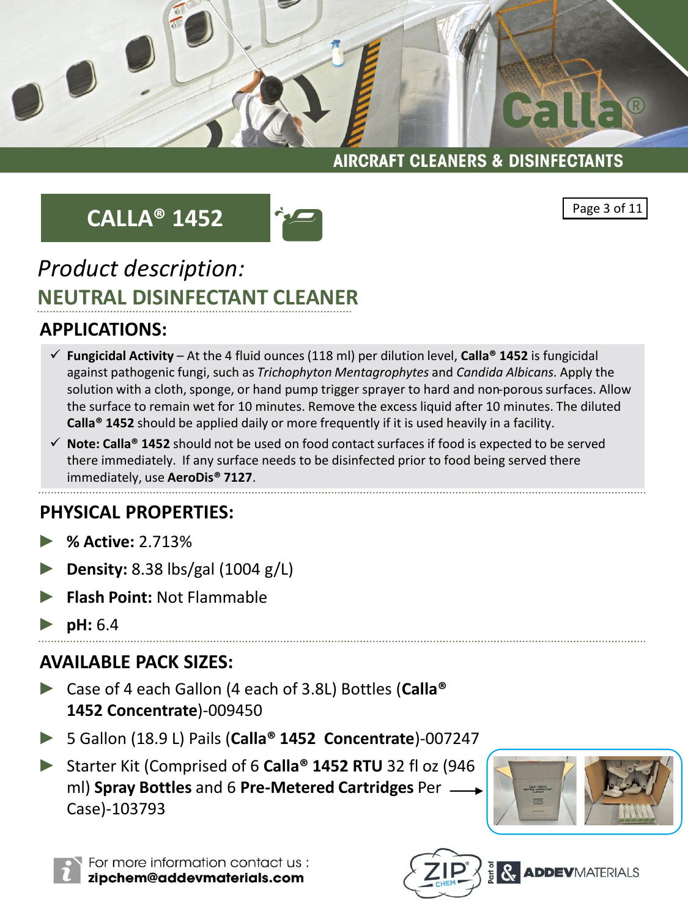# CALLA® 1452

*Product description:*

## NEUTRAL DISINFECTANT CLEANER

### APPLICATIONS:

- ✓ **Fungicidal Activity** – At the 4 fluid ounces (118 ml) per dilution level, **Calla® 1452** is fungicidal against pathogenic fungi, such as *Trichophyton Mentagrophytes* and *Candida Albicans*. Apply the solution with a cloth, sponge, or hand pump trigger sprayer to hard and non-porous surfaces. Allow the surface to remain wet for 10 minutes. Remove the excess liquid after 10 minutes. The diluted **Calla® 1452** should be applied daily or more frequently if it is used heavily in a facility.
- ✓ **Note: Calla® 1452** should not be used on food contact surfaces if food is expected to be served there immediately. If any surface needs to be disinfected prior to food being served there immediately, use **AeroDis® 7127**.

### PHYSICAL PROPERTIES:

- **% Active:** 2.713%
- **Density:** 8.38 lbs/gal (1004 g/L)
- **Flash Point:** Not Flammable
- **pH:** 6.4

### AVAILABLE PACK SIZES:

- Case of 4 each Gallon (4 each of 3.8L) Bottles (**Calla® 1452 Concentrate**)-009450
- 5 Gallon (18.9 L) Pails (**Calla® 1452 Concentrate**)-007247
- Starter Kit (Comprised of 6 **Calla® 1452 RTU** 32 fl oz (946 ml) **Spray Bottles** and 6 **Pre-Metered Cartridges** Per Case)-103793

For more information contact us :
**zipchem@addevmaterials.com**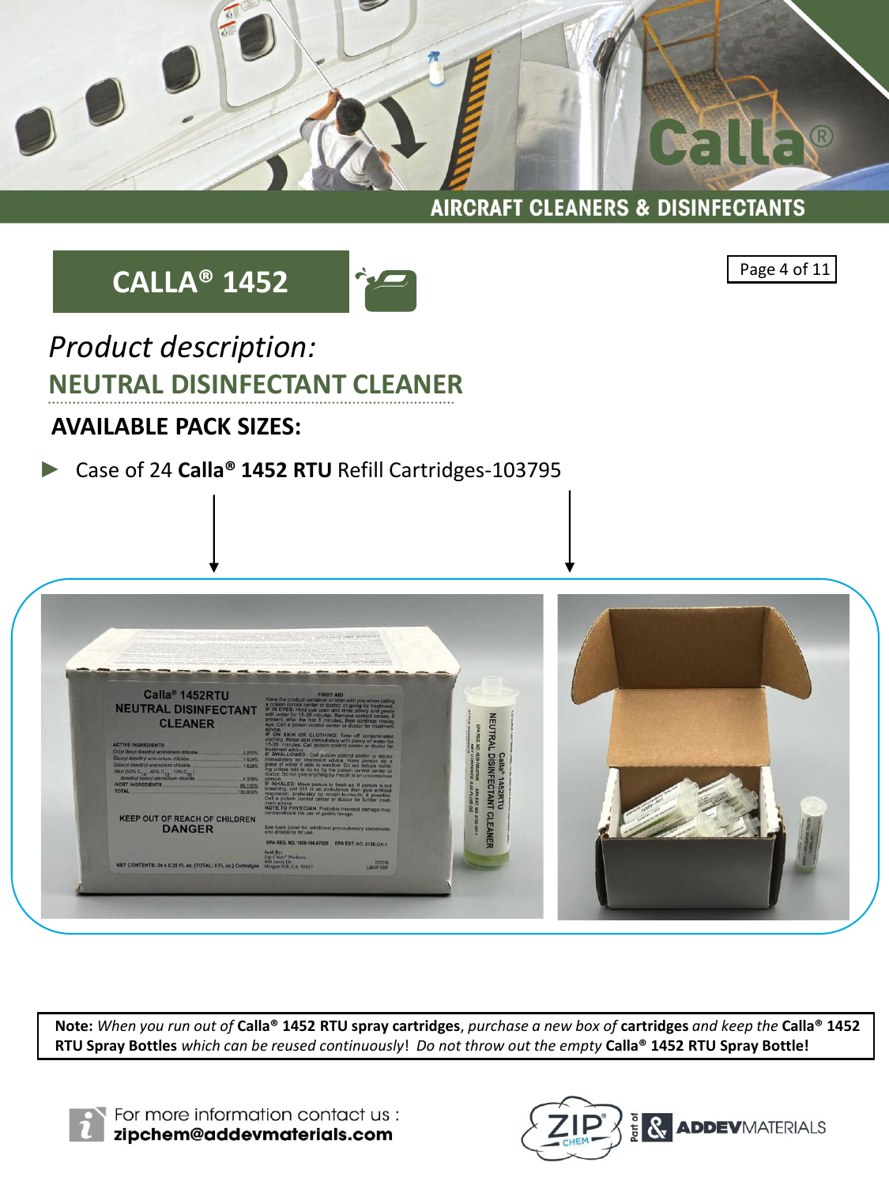# CALLA® 1452

*Product description:*

## NEUTRAL DISINFECTANT CLEANER

### AVAILABLE PACK SIZES:

- Case of 24 **Calla® 1452 RTU** Refill Cartridges-103795

**Note:** *When you run out of* **Calla® 1452 RTU spray cartridges**, *purchase a new box of* **cartridges** *and keep the* **Calla® 1452 RTU Spray Bottles** *which can be reused continuously*! *Do not throw out the empty* **Calla® 1452 RTU Spray Bottle!**

For more information contact us :
**zipchem@addevmaterials.com**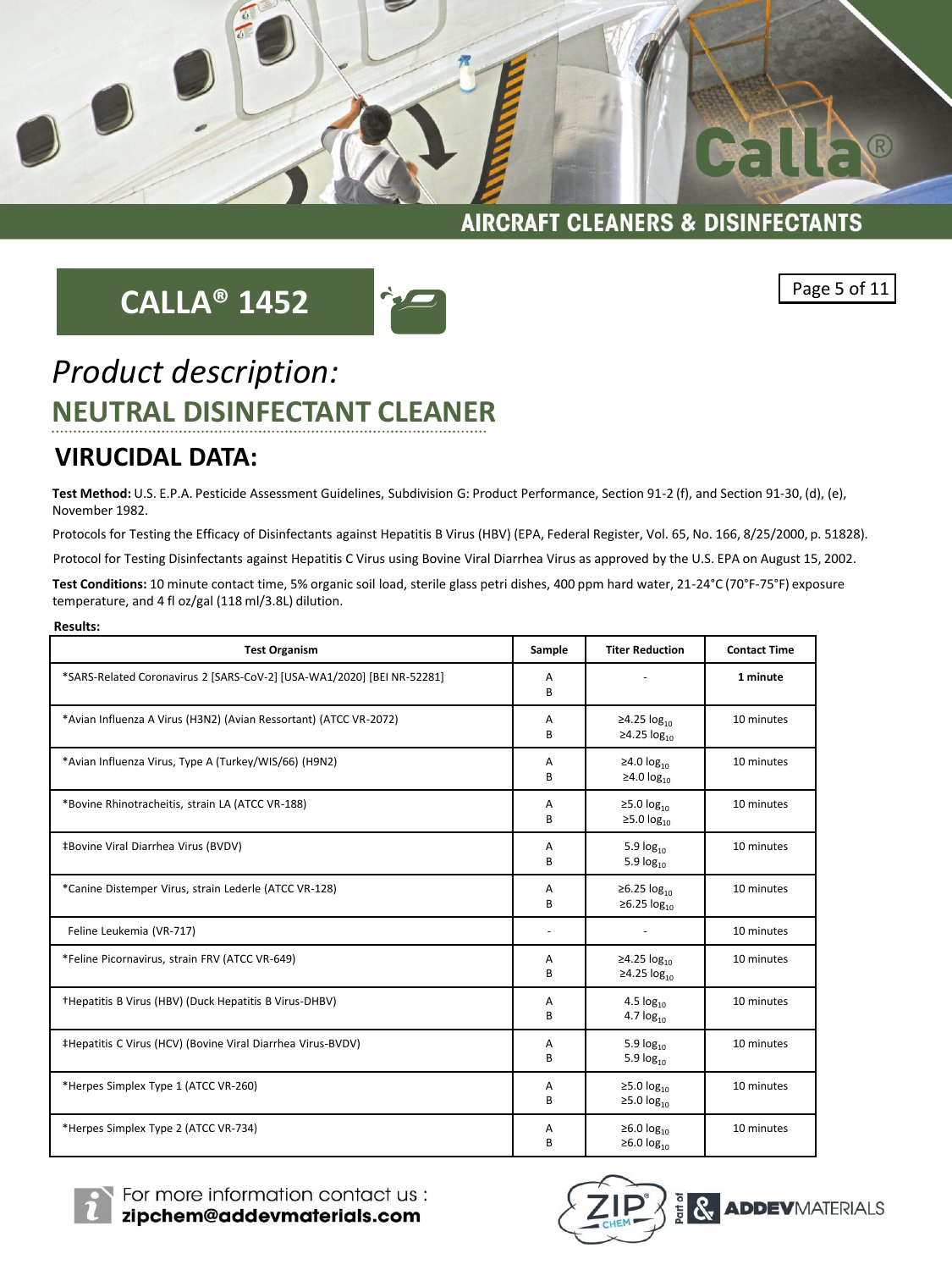# CALLA® 1452

## *Product description:*

## NEUTRAL DISINFECTANT CLEANER

## VIRUCIDAL DATA:

**Test Method:** U.S. E.P.A. Pesticide Assessment Guidelines, Subdivision G: Product Performance, Section 91-2 (f), and Section 91-30, (d), (e), November 1982.

Protocols for Testing the Efficacy of Disinfectants against Hepatitis B Virus (HBV) (EPA, Federal Register, Vol. 65, No. 166, 8/25/2000, p. 51828).

Protocol for Testing Disinfectants against Hepatitis C Virus using Bovine Viral Diarrhea Virus as approved by the U.S. EPA on August 15, 2002.

**Test Conditions:** 10 minute contact time, 5% organic soil load, sterile glass petri dishes, 400 ppm hard water, 21-24°C (70°F-75°F) exposure temperature, and 4 fl oz/gal (118 ml/3.8L) dilution.

**Results:**

| Test Organism | Sample | Titer Reduction | Contact Time |
|---|---|---|---|
| *SARS-Related Coronavirus 2 [SARS-CoV-2] [USA-WA1/2020] [BEI NR-52281] | A<br>B | - | **1 minute** |
| *Avian Influenza A Virus (H3N2) (Avian Ressortant) (ATCC VR-2072) | A<br>B | $\geq$4.25 $\log_{10}$<br>$\geq$4.25 $\log_{10}$ | 10 minutes |
| *Avian Influenza Virus, Type A (Turkey/WIS/66) (H9N2) | A<br>B | $\geq$4.0 $\log_{10}$<br>$\geq$4.0 $\log_{10}$ | 10 minutes |
| *Bovine Rhinotracheitis, strain LA (ATCC VR-188) | A<br>B | $\geq$5.0 $\log_{10}$<br>$\geq$5.0 $\log_{10}$ | 10 minutes |
| ‡Bovine Viral Diarrhea Virus (BVDV) | A<br>B | 5.9 $\log_{10}$<br>5.9 $\log_{10}$ | 10 minutes |
| *Canine Distemper Virus, strain Lederle (ATCC VR-128) | A<br>B | $\geq$6.25 $\log_{10}$<br>$\geq$6.25 $\log_{10}$ | 10 minutes |
| Feline Leukemia (VR-717) | - | - | 10 minutes |
| *Feline Picornavirus, strain FRV (ATCC VR-649) | A<br>B | $\geq$4.25 $\log_{10}$<br>$\geq$4.25 $\log_{10}$ | 10 minutes |
| †Hepatitis B Virus (HBV) (Duck Hepatitis B Virus-DHBV) | A<br>B | 4.5 $\log_{10}$<br>4.7 $\log_{10}$ | 10 minutes |
| ‡Hepatitis C Virus (HCV) (Bovine Viral Diarrhea Virus-BVDV) | A<br>B | 5.9 $\log_{10}$<br>5.9 $\log_{10}$ | 10 minutes |
| *Herpes Simplex Type 1 (ATCC VR-260) | A<br>B | $\geq$5.0 $\log_{10}$<br>$\geq$5.0 $\log_{10}$ | 10 minutes |
| *Herpes Simplex Type 2 (ATCC VR-734) | A<br>B | $\geq$6.0 $\log_{10}$<br>$\geq$6.0 $\log_{10}$ | 10 minutes |

For more information contact us :
**zipchem@addevmaterials.com**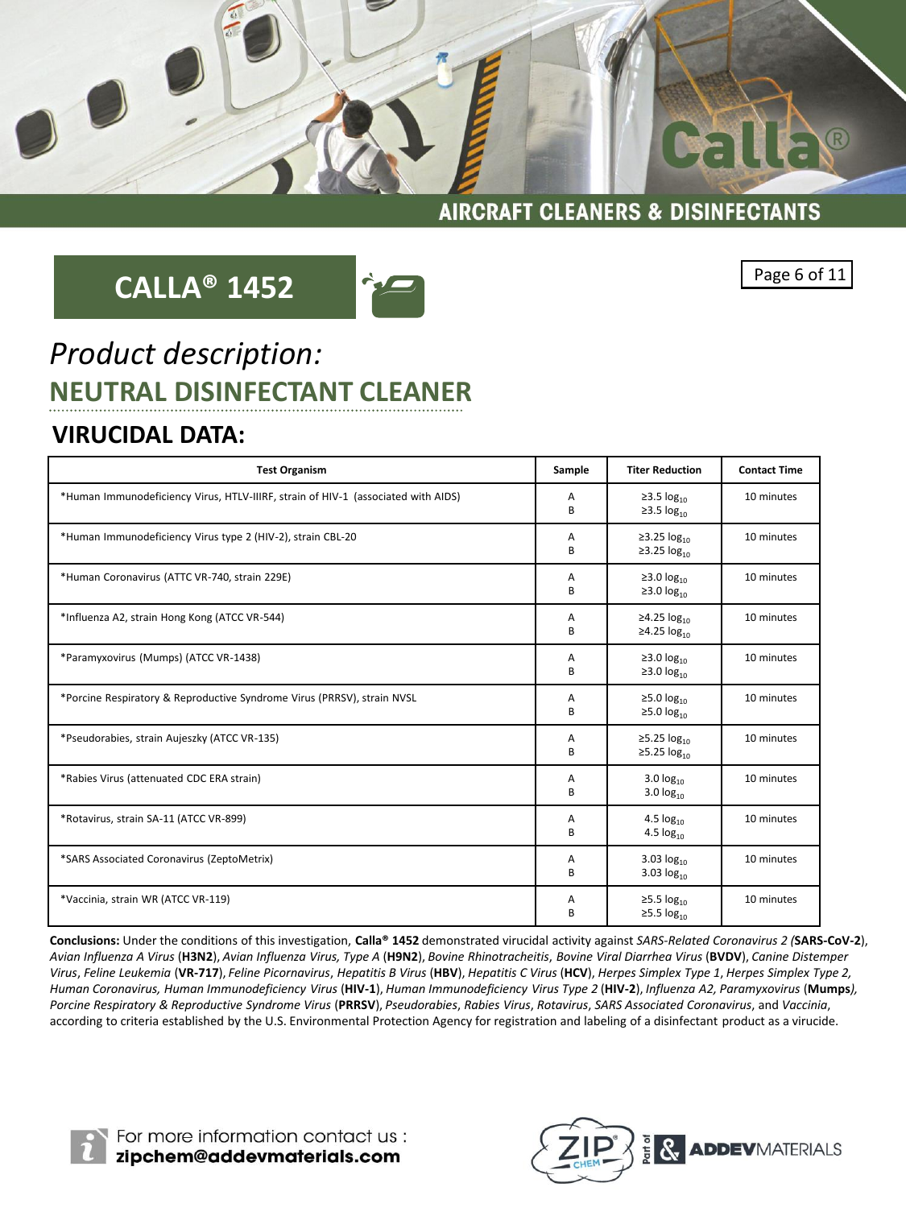# CALLA® 1452

AIRCRAFT CLEANERS & DISINFECTANTS

## *Product description:*

## NEUTRAL DISINFECTANT CLEANER

## VIRUCIDAL DATA:

| Test Organism | Sample | Titer Reduction | Contact Time |
|---|---|---|---|
| *Human Immunodeficiency Virus, HTLV-IIIRF, strain of HIV-1 (associated with AIDS) | A<br>B | $\geq$3.5 $\log_{10}$<br>$\geq$3.5 $\log_{10}$ | 10 minutes |
| *Human Immunodeficiency Virus type 2 (HIV-2), strain CBL-20 | A<br>B | $\geq$3.25 $\log_{10}$<br>$\geq$3.25 $\log_{10}$ | 10 minutes |
| *Human Coronavirus (ATTC VR-740, strain 229E) | A<br>B | $\geq$3.0 $\log_{10}$<br>$\geq$3.0 $\log_{10}$ | 10 minutes |
| *Influenza A2, strain Hong Kong (ATCC VR-544) | A<br>B | $\geq$4.25 $\log_{10}$<br>$\geq$4.25 $\log_{10}$ | 10 minutes |
| *Paramyxovirus (Mumps) (ATCC VR-1438) | A<br>B | $\geq$3.0 $\log_{10}$<br>$\geq$3.0 $\log_{10}$ | 10 minutes |
| *Porcine Respiratory & Reproductive Syndrome Virus (PRRSV), strain NVSL | A<br>B | $\geq$5.0 $\log_{10}$<br>$\geq$5.0 $\log_{10}$ | 10 minutes |
| *Pseudorabies, strain Aujeszky (ATCC VR-135) | A<br>B | $\geq$5.25 $\log_{10}$<br>$\geq$5.25 $\log_{10}$ | 10 minutes |
| *Rabies Virus (attenuated CDC ERA strain) | A<br>B | 3.0 $\log_{10}$<br>3.0 $\log_{10}$ | 10 minutes |
| *Rotavirus, strain SA-11 (ATCC VR-899) | A<br>B | 4.5 $\log_{10}$<br>4.5 $\log_{10}$ | 10 minutes |
| *SARS Associated Coronavirus (ZeptoMetrix) | A<br>B | 3.03 $\log_{10}$<br>3.03 $\log_{10}$ | 10 minutes |
| *Vaccinia, strain WR (ATCC VR-119) | A<br>B | $\geq$5.5 $\log_{10}$<br>$\geq$5.5 $\log_{10}$ | 10 minutes |

**Conclusions:** Under the conditions of this investigation, **Calla® 1452** demonstrated virucidal activity against *SARS-Related Coronavirus 2 (***SARS-CoV-2**), *Avian Influenza A Virus* (**H3N2**), *Avian Influenza Virus, Type A* (**H9N2**), *Bovine Rhinotracheitis*, *Bovine Viral Diarrhea Virus* (**BVDV**), *Canine Distemper Virus*, *Feline Leukemia* (**VR-717**), *Feline Picornavirus*, *Hepatitis B Virus* (**HBV**), *Hepatitis C Virus* (**HCV**), *Herpes Simplex Type 1*, *Herpes Simplex Type 2, Human Coronavirus, Human Immunodeficiency Virus* (**HIV-1**), *Human Immunodeficiency Virus Type 2* (**HIV-2**), *Influenza A2, Paramyxovirus* (**Mumps***), Porcine Respiratory & Reproductive Syndrome Virus* (**PRRSV**), *Pseudorabies*, *Rabies Virus*, *Rotavirus*, *SARS Associated Coronavirus*, and *Vaccinia*, according to criteria established by the U.S. Environmental Protection Agency for registration and labeling of a disinfectant product as a virucide.

For more information contact us :
**zipchem@addevmaterials.com**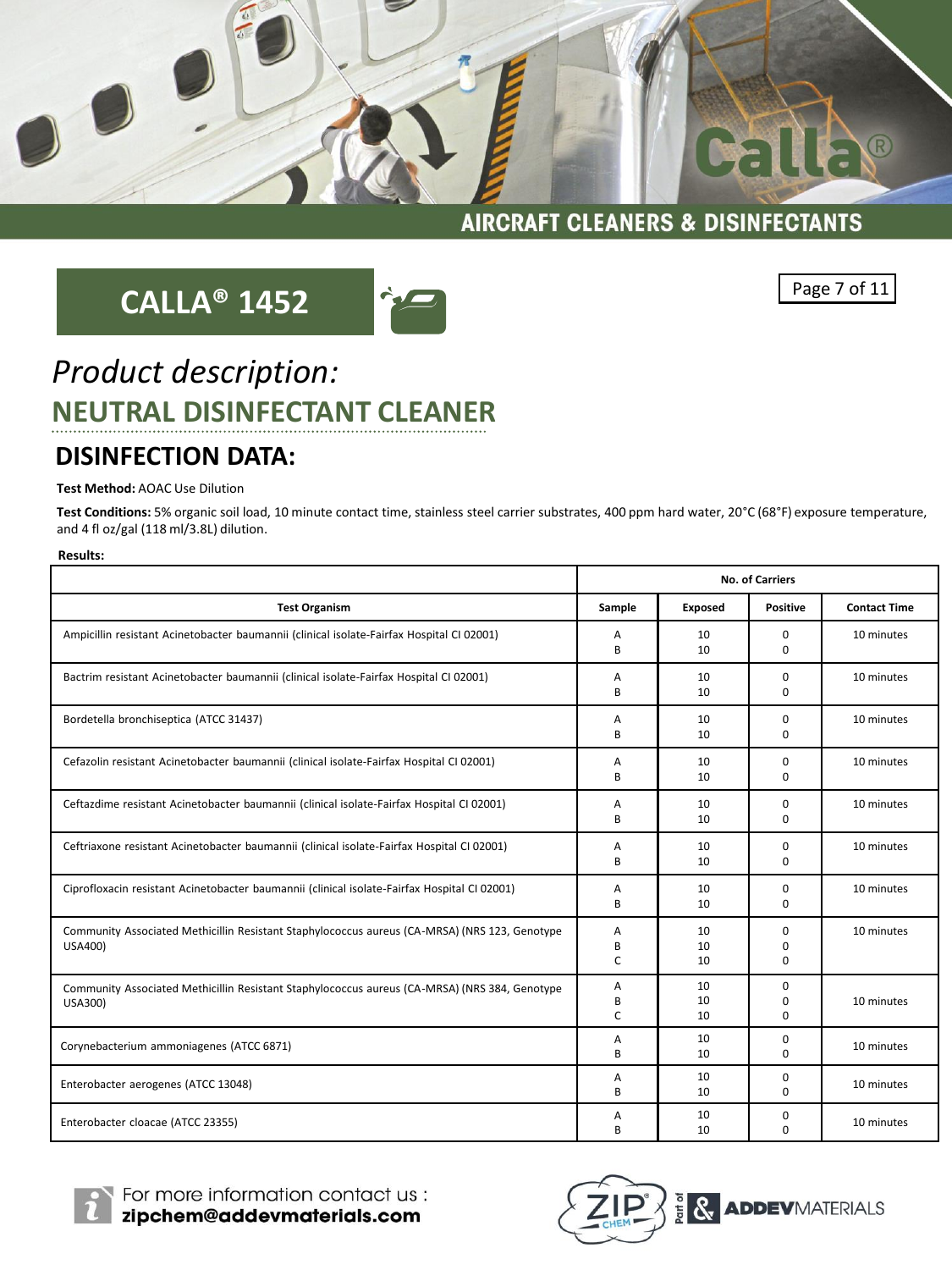# CALLA® 1452

## *Product description:*

## NEUTRAL DISINFECTANT CLEANER

## DISINFECTION DATA:

**Test Method:** AOAC Use Dilution

**Test Conditions:** 5% organic soil load, 10 minute contact time, stainless steel carrier substrates, 400 ppm hard water, 20°C (68°F) exposure temperature, and 4 fl oz/gal (118 ml/3.8L) dilution.

**Results:**

| | No. of Carriers | | | |
|---|---|---|---|---|
| **Test Organism** | **Sample** | **Exposed** | **Positive** | **Contact Time** |
| Ampicillin resistant Acinetobacter baumannii (clinical isolate-Fairfax Hospital CI 02001) | A<br>B | 10<br>10 | 0<br>0 | 10 minutes |
| Bactrim resistant Acinetobacter baumannii (clinical isolate-Fairfax Hospital CI 02001) | A<br>B | 10<br>10 | 0<br>0 | 10 minutes |
| Bordetella bronchiseptica (ATCC 31437) | A<br>B | 10<br>10 | 0<br>0 | 10 minutes |
| Cefazolin resistant Acinetobacter baumannii (clinical isolate-Fairfax Hospital CI 02001) | A<br>B | 10<br>10 | 0<br>0 | 10 minutes |
| Ceftazdime resistant Acinetobacter baumannii (clinical isolate-Fairfax Hospital CI 02001) | A<br>B | 10<br>10 | 0<br>0 | 10 minutes |
| Ceftriaxone resistant Acinetobacter baumannii (clinical isolate-Fairfax Hospital CI 02001) | A<br>B | 10<br>10 | 0<br>0 | 10 minutes |
| Ciprofloxacin resistant Acinetobacter baumannii (clinical isolate-Fairfax Hospital CI 02001) | A<br>B | 10<br>10 | 0<br>0 | 10 minutes |
| Community Associated Methicillin Resistant Staphylococcus aureus (CA-MRSA) (NRS 123, Genotype USA400) | A<br>B<br>C | 10<br>10<br>10 | 0<br>0<br>0 | 10 minutes |
| Community Associated Methicillin Resistant Staphylococcus aureus (CA-MRSA) (NRS 384, Genotype USA300) | A<br>B<br>C | 10<br>10<br>10 | 0<br>0<br>0 | 10 minutes |
| Corynebacterium ammoniagenes (ATCC 6871) | A<br>B | 10<br>10 | 0<br>0 | 10 minutes |
| Enterobacter aerogenes (ATCC 13048) | A<br>B | 10<br>10 | 0<br>0 | 10 minutes |
| Enterobacter cloacae (ATCC 23355) | A<br>B | 10<br>10 | 0<br>0 | 10 minutes |

For more information contact us :
**zipchem@addevmaterials.com**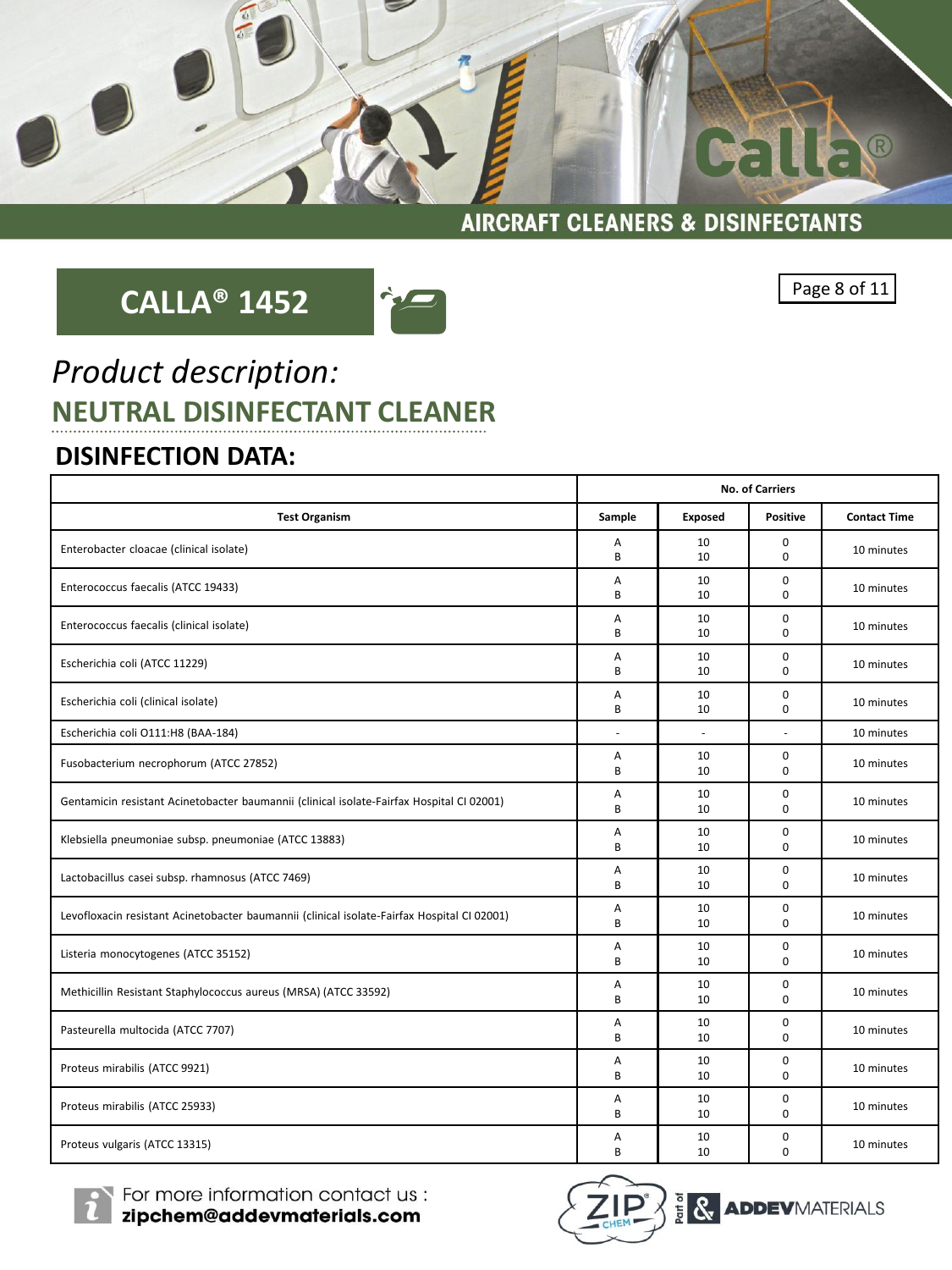# CALLA® 1452

## AIRCRAFT CLEANERS & DISINFECTANTS

*Product description:*

## NEUTRAL DISINFECTANT CLEANER

## DISINFECTION DATA:

| | No. of Carriers | | | |
|---|---|---|---|---|
| **Test Organism** | **Sample** | **Exposed** | **Positive** | **Contact Time** |
| Enterobacter cloacae (clinical isolate) | A<br>B | 10<br>10 | 0<br>0 | 10 minutes |
| Enterococcus faecalis (ATCC 19433) | A<br>B | 10<br>10 | 0<br>0 | 10 minutes |
| Enterococcus faecalis (clinical isolate) | A<br>B | 10<br>10 | 0<br>0 | 10 minutes |
| Escherichia coli (ATCC 11229) | A<br>B | 10<br>10 | 0<br>0 | 10 minutes |
| Escherichia coli (clinical isolate) | A<br>B | 10<br>10 | 0<br>0 | 10 minutes |
| Escherichia coli O111:H8 (BAA-184) | - | - | - | 10 minutes |
| Fusobacterium necrophorum (ATCC 27852) | A<br>B | 10<br>10 | 0<br>0 | 10 minutes |
| Gentamicin resistant Acinetobacter baumannii (clinical isolate-Fairfax Hospital CI 02001) | A<br>B | 10<br>10 | 0<br>0 | 10 minutes |
| Klebsiella pneumoniae subsp. pneumoniae (ATCC 13883) | A<br>B | 10<br>10 | 0<br>0 | 10 minutes |
| Lactobacillus casei subsp. rhamnosus (ATCC 7469) | A<br>B | 10<br>10 | 0<br>0 | 10 minutes |
| Levofloxacin resistant Acinetobacter baumannii (clinical isolate-Fairfax Hospital CI 02001) | A<br>B | 10<br>10 | 0<br>0 | 10 minutes |
| Listeria monocytogenes (ATCC 35152) | A<br>B | 10<br>10 | 0<br>0 | 10 minutes |
| Methicillin Resistant Staphylococcus aureus (MRSA) (ATCC 33592) | A<br>B | 10<br>10 | 0<br>0 | 10 minutes |
| Pasteurella multocida (ATCC 7707) | A<br>B | 10<br>10 | 0<br>0 | 10 minutes |
| Proteus mirabilis (ATCC 9921) | A<br>B | 10<br>10 | 0<br>0 | 10 minutes |
| Proteus mirabilis (ATCC 25933) | A<br>B | 10<br>10 | 0<br>0 | 10 minutes |
| Proteus vulgaris (ATCC 13315) | A<br>B | 10<br>10 | 0<br>0 | 10 minutes |

For more information contact us :
**zipchem@addevmaterials.com**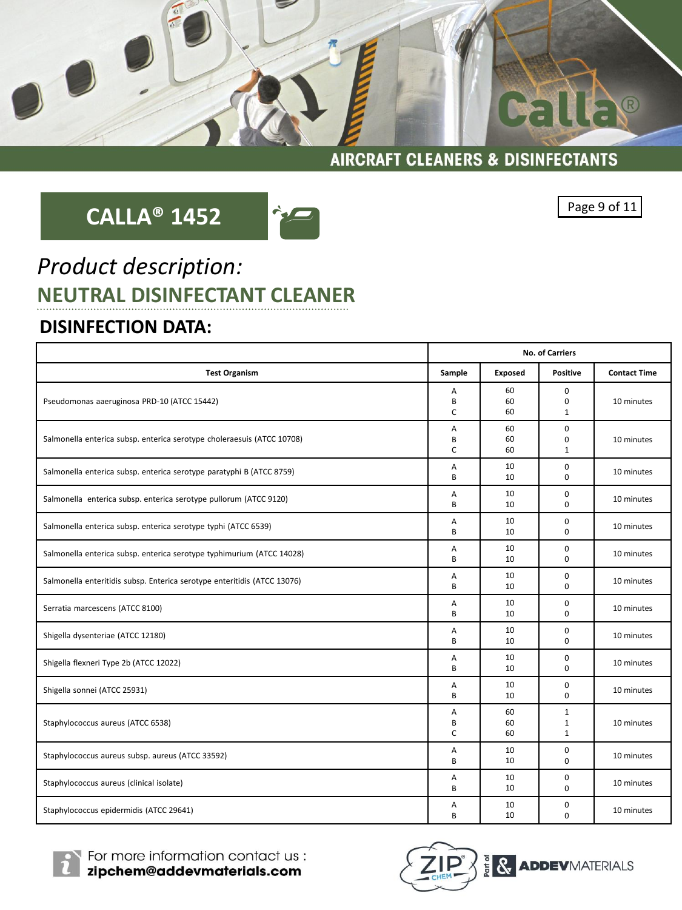# CALLA® 1452

## *Product description:*

## NEUTRAL DISINFECTANT CLEANER

## DISINFECTION DATA:

| Test Organism | No. of Carriers | | | |
|---|---|---|---|---|
| | Sample | Exposed | Positive | Contact Time |
| Pseudomonas aaeruginosa PRD-10 (ATCC 15442) | A<br>B<br>C | 60<br>60<br>60 | 0<br>0<br>1 | 10 minutes |
| Salmonella enterica subsp. enterica serotype choleraesuis (ATCC 10708) | A<br>B<br>C | 60<br>60<br>60 | 0<br>0<br>1 | 10 minutes |
| Salmonella enterica subsp. enterica serotype paratyphi B (ATCC 8759) | A<br>B | 10<br>10 | 0<br>0 | 10 minutes |
| Salmonella enterica subsp. enterica serotype pullorum (ATCC 9120) | A<br>B | 10<br>10 | 0<br>0 | 10 minutes |
| Salmonella enterica subsp. enterica serotype typhi (ATCC 6539) | A<br>B | 10<br>10 | 0<br>0 | 10 minutes |
| Salmonella enterica subsp. enterica serotype typhimurium (ATCC 14028) | A<br>B | 10<br>10 | 0<br>0 | 10 minutes |
| Salmonella enteritidis subsp. Enterica serotype enteritidis (ATCC 13076) | A<br>B | 10<br>10 | 0<br>0 | 10 minutes |
| Serratia marcescens (ATCC 8100) | A<br>B | 10<br>10 | 0<br>0 | 10 minutes |
| Shigella dysenteriae (ATCC 12180) | A<br>B | 10<br>10 | 0<br>0 | 10 minutes |
| Shigella flexneri Type 2b (ATCC 12022) | A<br>B | 10<br>10 | 0<br>0 | 10 minutes |
| Shigella sonnei (ATCC 25931) | A<br>B | 10<br>10 | 0<br>0 | 10 minutes |
| Staphylococcus aureus (ATCC 6538) | A<br>B<br>C | 60<br>60<br>60 | 1<br>1<br>1 | 10 minutes |
| Staphylococcus aureus subsp. aureus (ATCC 33592) | A<br>B | 10<br>10 | 0<br>0 | 10 minutes |
| Staphylococcus aureus (clinical isolate) | A<br>B | 10<br>10 | 0<br>0 | 10 minutes |
| Staphylococcus epidermidis (ATCC 29641) | A<br>B | 10<br>10 | 0<br>0 | 10 minutes |

For more information contact us :
**zipchem@addevmaterials.com**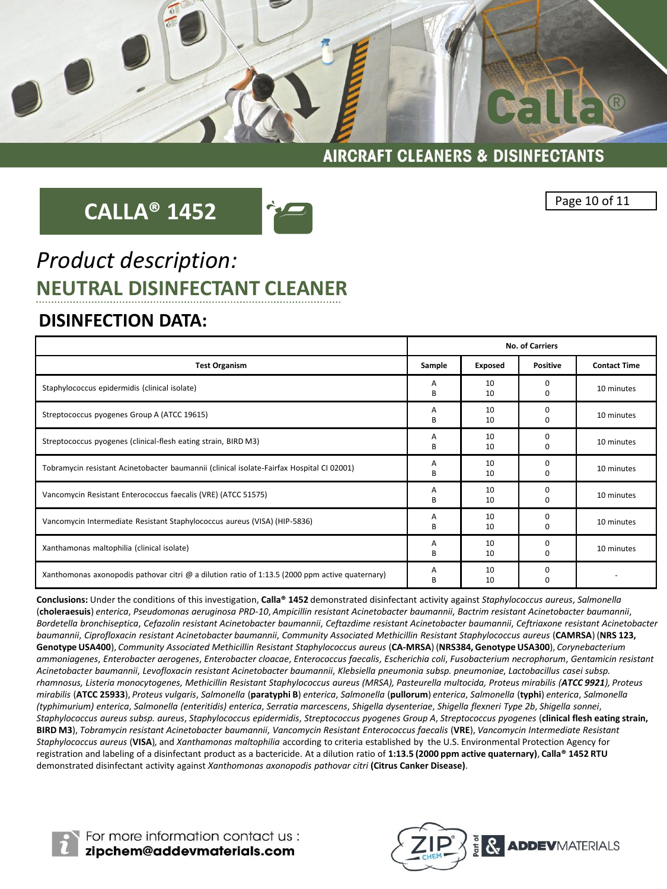# CALLA® 1452

## Product description:

## NEUTRAL DISINFECTANT CLEANER

## DISINFECTION DATA:

| Test Organism | No. of Carriers | | | |
|---|---|---|---|---|
| | Sample | Exposed | Positive | Contact Time |
| Staphylococcus epidermidis (clinical isolate) | A<br>B | 10<br>10 | 0<br>0 | 10 minutes |
| Streptococcus pyogenes Group A (ATCC 19615) | A<br>B | 10<br>10 | 0<br>0 | 10 minutes |
| Streptococcus pyogenes (clinical-flesh eating strain, BIRD M3) | A<br>B | 10<br>10 | 0<br>0 | 10 minutes |
| Tobramycin resistant Acinetobacter baumannii (clinical isolate-Fairfax Hospital CI 02001) | A<br>B | 10<br>10 | 0<br>0 | 10 minutes |
| Vancomycin Resistant Enterococcus faecalis (VRE) (ATCC 51575) | A<br>B | 10<br>10 | 0<br>0 | 10 minutes |
| Vancomycin Intermediate Resistant Staphylococcus aureus (VISA) (HIP-5836) | A<br>B | 10<br>10 | 0<br>0 | 10 minutes |
| Xanthamonas maltophilia (clinical isolate) | A<br>B | 10<br>10 | 0<br>0 | 10 minutes |
| Xanthomonas axonopodis pathovar citri @ a dilution ratio of 1:13.5 (2000 ppm active quaternary) | A<br>B | 10<br>10 | 0<br>0 | - |

**Conclusions:** Under the conditions of this investigation, **Calla® 1452** demonstrated disinfectant activity against *Staphylococcus aureus*, *Salmonella* (**choleraesuis**) *enterica*, *Pseudomonas aeruginosa PRD-10*, *Ampicillin resistant Acinetobacter baumannii*, *Bactrim resistant Acinetobacter baumannii*, *Bordetella bronchiseptica*, *Cefazolin resistant Acinetobacter baumannii*, *Ceftazdime resistant Acinetobacter baumannii*, *Ceftriaxone resistant Acinetobacter baumannii*, *Ciprofloxacin resistant Acinetobacter baumannii*, *Community Associated Methicillin Resistant Staphylococcus aureus* (**CAMRSA**) (**NRS 123, Genotype USA400**), *Community Associated Methicillin Resistant Staphylococcus aureus* (**CA-MRSA**) (**NRS384, Genotype USA300**), *Corynebacterium ammoniagenes*, *Enterobacter aerogenes*, *Enterobacter cloacae*, *Enterococcus faecalis*, *Escherichia coli*, *Fusobacterium necrophorum*, *Gentamicin resistant Acinetobacter baumannii*, *Levofloxacin resistant Acinetobacter baumannii*, *Klebsiella pneumonia subsp. pneumoniae*, *Lactobacillus casei subsp. rhamnosus*, *Listeria monocytogenes*, *Methicillin Resistant Staphylococcus aureus (MRSA)*, *Pasteurella multocida*, *Proteus mirabilis (**ATCC 9921**)*, *Proteus mirabilis* (**ATCC 25933**), *Proteus vulgaris*, *Salmonella* (**paratyphi B**) *enterica*, *Salmonella* (**pullorum**) *enterica*, *Salmonella* (**typhi**) *enterica*, *Salmonella (typhimurium) enterica*, *Salmonella (enteritidis) enterica*, *Serratia marcescens*, *Shigella dysenteriae*, *Shigella flexneri Type 2b*, *Shigella sonnei*, *Staphylococcus aureus subsp. aureus*, *Staphylococcus epidermidis*, *Streptococcus pyogenes Group A*, *Streptococcus pyogenes* (**clinical flesh eating strain, BIRD M3**), *Tobramycin resistant Acinetobacter baumannii*, *Vancomycin Resistant Enterococcus faecalis* (**VRE**), *Vancomycin Intermediate Resistant Staphylococcus aureus* (**VISA**), and *Xanthamonas maltophilia* according to criteria established by the U.S. Environmental Protection Agency for registration and labeling of a disinfectant product as a bactericide. At a dilution ratio of **1:13.5 (2000 ppm active quaternary)**, **Calla® 1452 RTU** demonstrated disinfectant activity against *Xanthomonas axonopodis pathovar citri* **(Citrus Canker Disease)**.

For more information contact us : **zipchem@addevmaterials.com**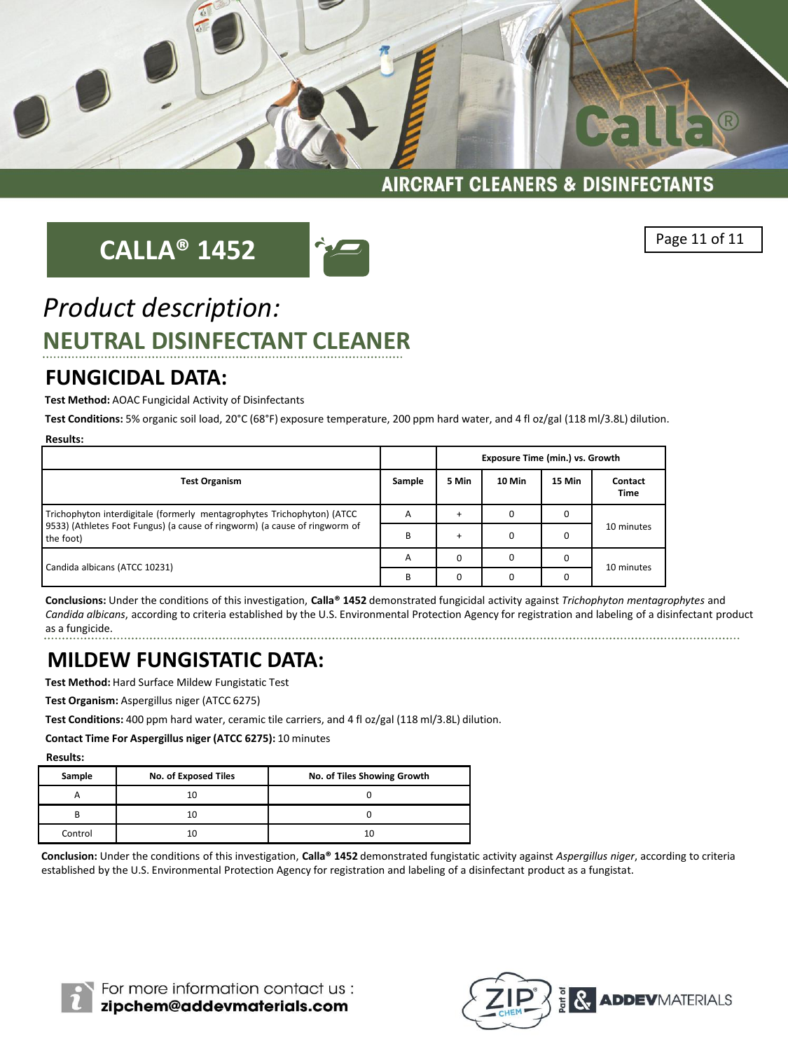# CALLA® 1452

*Product description:*

## NEUTRAL DISINFECTANT CLEANER

## FUNGICIDAL DATA:

**Test Method:** AOAC Fungicidal Activity of Disinfectants

**Test Conditions:** 5% organic soil load, 20°C (68°F) exposure temperature, 200 ppm hard water, and 4 fl oz/gal (118 ml/3.8L) dilution.

**Results:**

| Test Organism | Sample | Exposure Time (min.) vs. Growth | | | |
|---|---|---|---|---|---|
| | | 5 Min | 10 Min | 15 Min | Contact Time |
| Trichophyton interdigitale (formerly mentagrophytes Trichophyton) (ATCC 9533) (Athletes Foot Fungus) (a cause of ringworm) (a cause of ringworm of the foot) | A | + | 0 | 0 | 10 minutes |
| | B | + | 0 | 0 | |
| Candida albicans (ATCC 10231) | A | 0 | 0 | 0 | 10 minutes |
| | B | 0 | 0 | 0 | |

**Conclusions:** Under the conditions of this investigation, **Calla® 1452** demonstrated fungicidal activity against *Trichophyton mentagrophytes* and *Candida albicans*, according to criteria established by the U.S. Environmental Protection Agency for registration and labeling of a disinfectant product as a fungicide.

## MILDEW FUNGISTATIC DATA:

**Test Method:** Hard Surface Mildew Fungistatic Test

**Test Organism:** Aspergillus niger (ATCC 6275)

**Test Conditions:** 400 ppm hard water, ceramic tile carriers, and 4 fl oz/gal (118 ml/3.8L) dilution.

**Contact Time For Aspergillus niger (ATCC 6275):** 10 minutes

**Results:**

| Sample | No. of Exposed Tiles | No. of Tiles Showing Growth |
|---|---|---|
| A | 10 | 0 |
| B | 10 | 0 |
| Control | 10 | 10 |

**Conclusion:** Under the conditions of this investigation, **Calla® 1452** demonstrated fungistatic activity against *Aspergillus niger*, according to criteria established by the U.S. Environmental Protection Agency for registration and labeling of a disinfectant product as a fungistat.

For more information contact us :
**zipchem@addevmaterials.com**